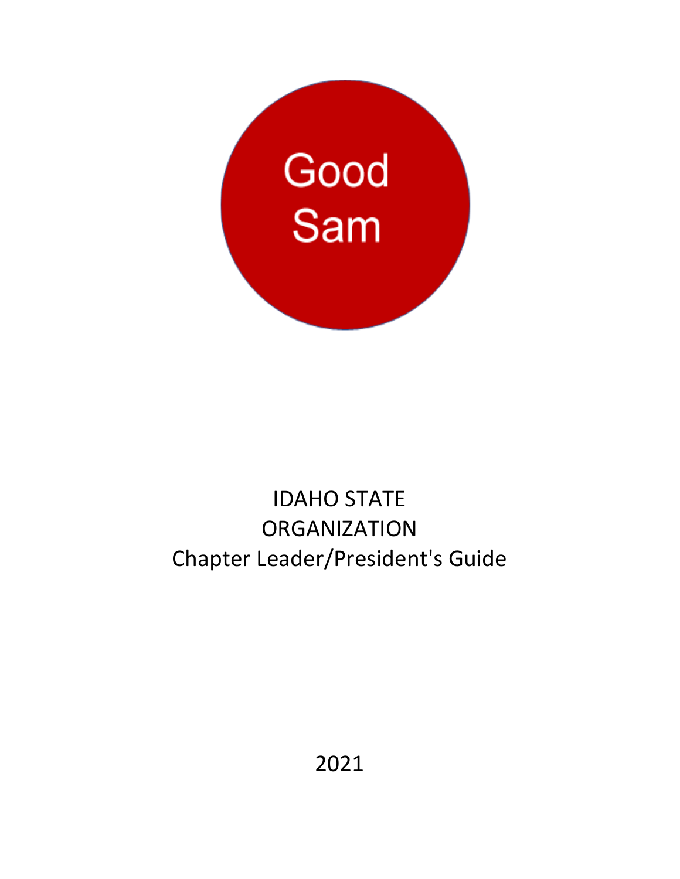Good Sam

# IDAHO STATE ORGANIZATION

## Chapter Leader/President's Guide

2021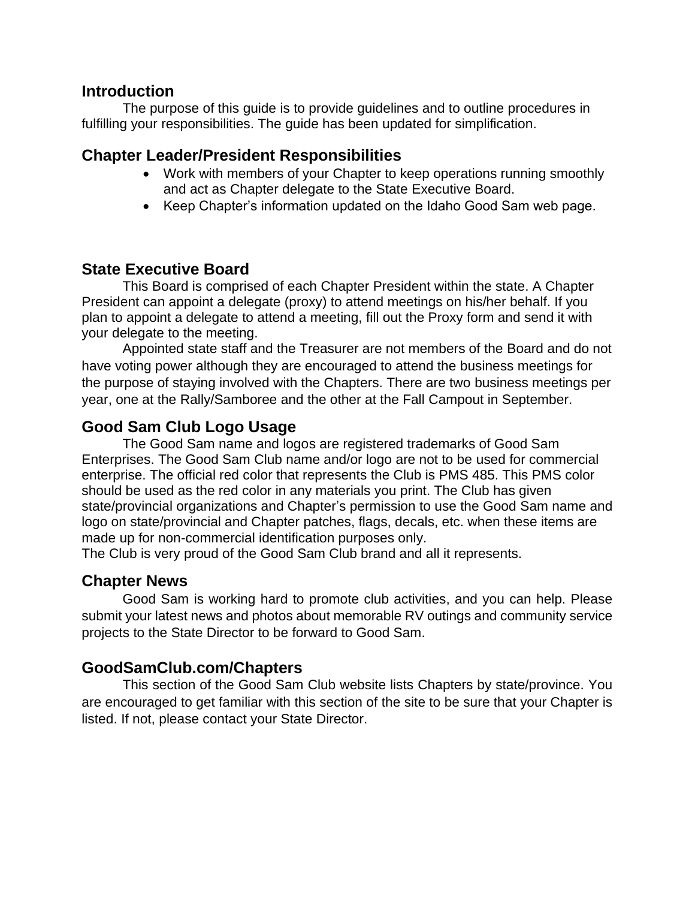## Introduction

The purpose of this guide is to provide guidelines and to outline procedures in fulfilling your responsibilities. The guide has been updated for simplification.

## Chapter Leader/President Responsibilities

- Work with members of your Chapter to keep operations running smoothly and act as Chapter delegate to the State Executive Board.
- Keep Chapter's information updated on the Idaho Good Sam web page.

## State Executive Board

This Board is comprised of each Chapter President within the state. A Chapter President can appoint a delegate (proxy) to attend meetings on his/her behalf. If you plan to appoint a delegate to attend a meeting, fill out the Proxy form and send it with your delegate to the meeting.

Appointed state staff and the Treasurer are not members of the Board and do not have voting power although they are encouraged to attend the business meetings for the purpose of staying involved with the Chapters. There are two business meetings per year, one at the Rally/Samboree and the other at the Fall Campout in September.

## Good Sam Club Logo Usage

The Good Sam name and logos are registered trademarks of Good Sam Enterprises. The Good Sam Club name and/or logo are not to be used for commercial enterprise. The official red color that represents the Club is PMS 485. This PMS color should be used as the red color in any materials you print. The Club has given state/provincial organizations and Chapter's permission to use the Good Sam name and logo on state/provincial and Chapter patches, flags, decals, etc. when these items are made up for non-commercial identification purposes only.
The Club is very proud of the Good Sam Club brand and all it represents.

## Chapter News

Good Sam is working hard to promote club activities, and you can help. Please submit your latest news and photos about memorable RV outings and community service projects to the State Director to be forward to Good Sam.

## GoodSamClub.com/Chapters

This section of the Good Sam Club website lists Chapters by state/province. You are encouraged to get familiar with this section of the site to be sure that your Chapter is listed. If not, please contact your State Director.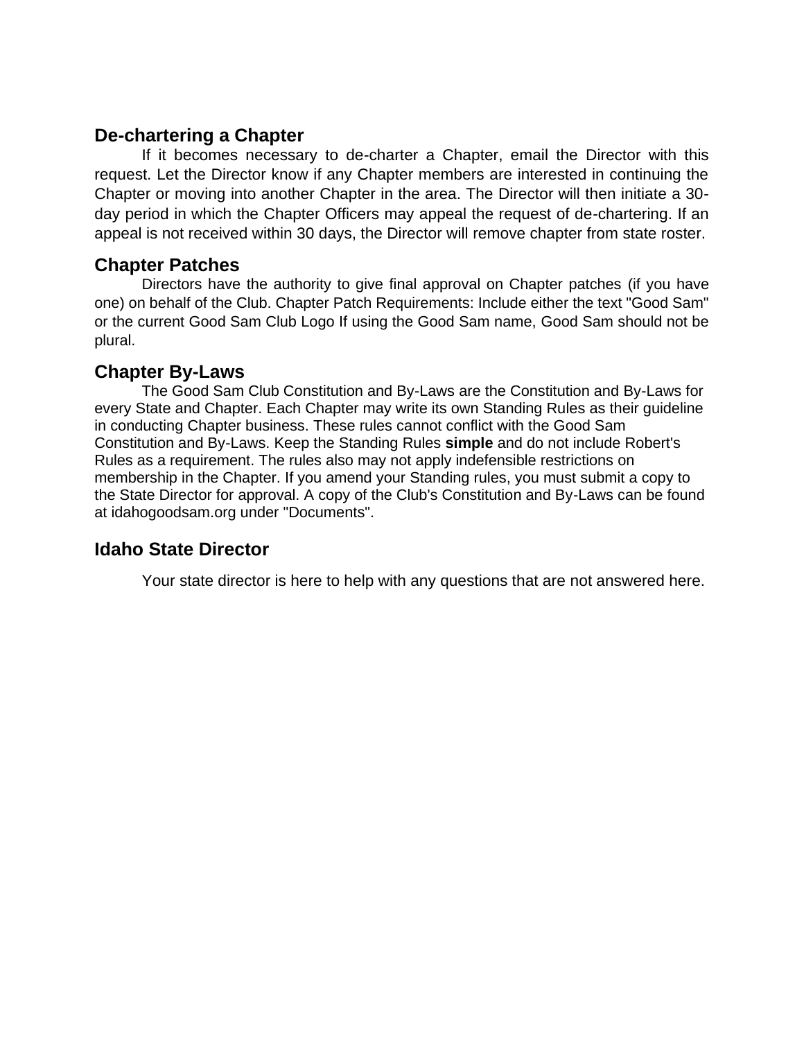## De-chartering a Chapter

If it becomes necessary to de-charter a Chapter, email the Director with this request. Let the Director know if any Chapter members are interested in continuing the Chapter or moving into another Chapter in the area. The Director will then initiate a 30-day period in which the Chapter Officers may appeal the request of de-chartering. If an appeal is not received within 30 days, the Director will remove chapter from state roster.

## Chapter Patches

Directors have the authority to give final approval on Chapter patches (if you have one) on behalf of the Club. Chapter Patch Requirements: Include either the text "Good Sam" or the current Good Sam Club Logo If using the Good Sam name, Good Sam should not be plural.

## Chapter By-Laws

The Good Sam Club Constitution and By-Laws are the Constitution and By-Laws for every State and Chapter. Each Chapter may write its own Standing Rules as their guideline in conducting Chapter business. These rules cannot conflict with the Good Sam Constitution and By-Laws. Keep the Standing Rules **simple** and do not include Robert's Rules as a requirement. The rules also may not apply indefensible restrictions on membership in the Chapter. If you amend your Standing rules, you must submit a copy to the State Director for approval. A copy of the Club's Constitution and By-Laws can be found at idahogoodsam.org under "Documents".

## Idaho State Director

Your state director is here to help with any questions that are not answered here.